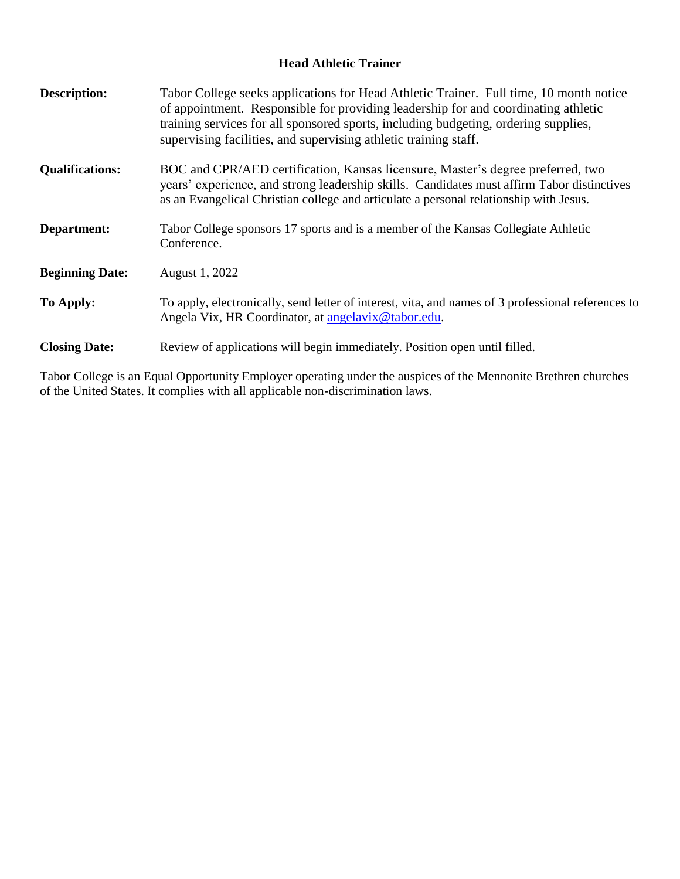# Head Athletic Trainer

**Description:** Tabor College seeks applications for Head Athletic Trainer. Full time, 10 month notice of appointment. Responsible for providing leadership for and coordinating athletic training services for all sponsored sports, including budgeting, ordering supplies, supervising facilities, and supervising athletic training staff.

**Qualifications:** BOC and CPR/AED certification, Kansas licensure, Master's degree preferred, two years' experience, and strong leadership skills. Candidates must affirm Tabor distinctives as an Evangelical Christian college and articulate a personal relationship with Jesus.

**Department:** Tabor College sponsors 17 sports and is a member of the Kansas Collegiate Athletic Conference.

**Beginning Date:** August 1, 2022

**To Apply:** To apply, electronically, send letter of interest, vita, and names of 3 professional references to Angela Vix, HR Coordinator, at angelavix@tabor.edu.

**Closing Date:** Review of applications will begin immediately. Position open until filled.

Tabor College is an Equal Opportunity Employer operating under the auspices of the Mennonite Brethren churches of the United States. It complies with all applicable non-discrimination laws.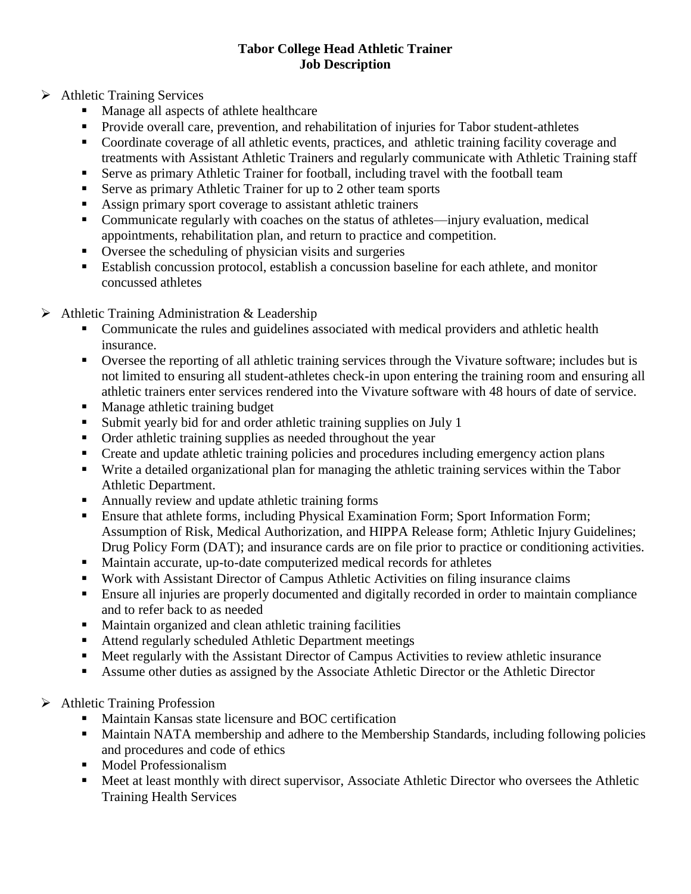**Tabor College Head Athletic Trainer**
**Job Description**

- Athletic Training Services
  - Manage all aspects of athlete healthcare
  - Provide overall care, prevention, and rehabilitation of injuries for Tabor student-athletes
  - Coordinate coverage of all athletic events, practices, and athletic training facility coverage and treatments with Assistant Athletic Trainers and regularly communicate with Athletic Training staff
  - Serve as primary Athletic Trainer for football, including travel with the football team
  - Serve as primary Athletic Trainer for up to 2 other team sports
  - Assign primary sport coverage to assistant athletic trainers
  - Communicate regularly with coaches on the status of athletes—injury evaluation, medical appointments, rehabilitation plan, and return to practice and competition.
  - Oversee the scheduling of physician visits and surgeries
  - Establish concussion protocol, establish a concussion baseline for each athlete, and monitor concussed athletes

- Athletic Training Administration & Leadership
  - Communicate the rules and guidelines associated with medical providers and athletic health insurance.
  - Oversee the reporting of all athletic training services through the Vivature software; includes but is not limited to ensuring all student-athletes check-in upon entering the training room and ensuring all athletic trainers enter services rendered into the Vivature software with 48 hours of date of service.
  - Manage athletic training budget
  - Submit yearly bid for and order athletic training supplies on July 1
  - Order athletic training supplies as needed throughout the year
  - Create and update athletic training policies and procedures including emergency action plans
  - Write a detailed organizational plan for managing the athletic training services within the Tabor Athletic Department.
  - Annually review and update athletic training forms
  - Ensure that athlete forms, including Physical Examination Form; Sport Information Form; Assumption of Risk, Medical Authorization, and HIPPA Release form; Athletic Injury Guidelines; Drug Policy Form (DAT); and insurance cards are on file prior to practice or conditioning activities.
  - Maintain accurate, up-to-date computerized medical records for athletes
  - Work with Assistant Director of Campus Athletic Activities on filing insurance claims
  - Ensure all injuries are properly documented and digitally recorded in order to maintain compliance and to refer back to as needed
  - Maintain organized and clean athletic training facilities
  - Attend regularly scheduled Athletic Department meetings
  - Meet regularly with the Assistant Director of Campus Activities to review athletic insurance
  - Assume other duties as assigned by the Associate Athletic Director or the Athletic Director

- Athletic Training Profession
  - Maintain Kansas state licensure and BOC certification
  - Maintain NATA membership and adhere to the Membership Standards, including following policies and procedures and code of ethics
  - Model Professionalism
  - Meet at least monthly with direct supervisor, Associate Athletic Director who oversees the Athletic Training Health Services